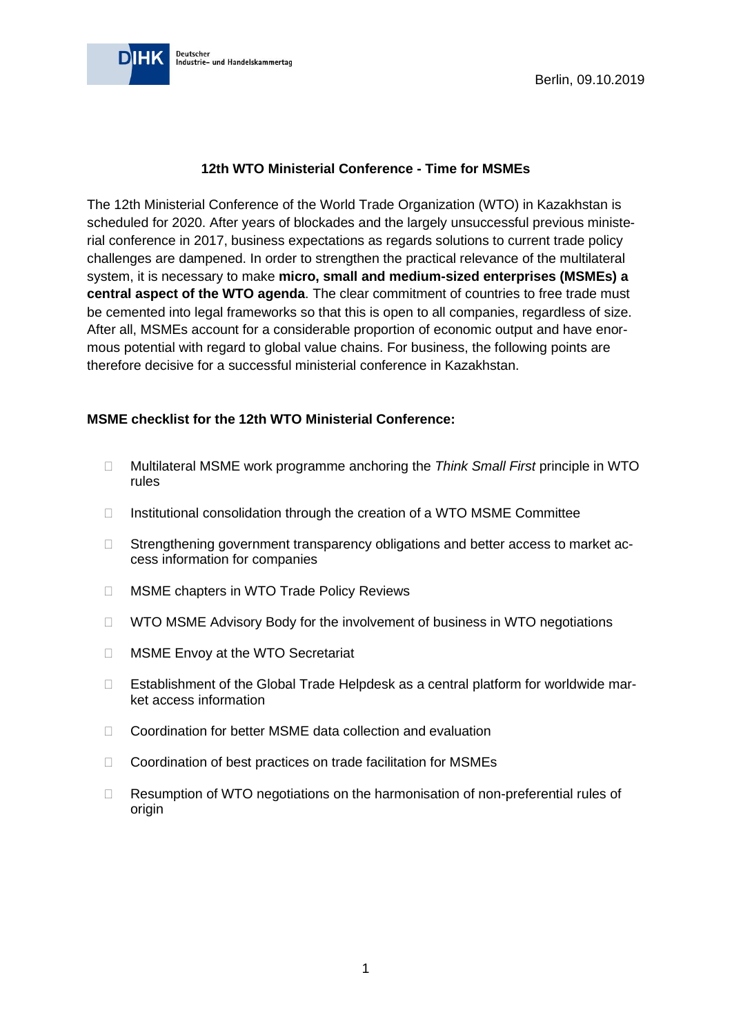Berlin, 09.10.2019

# 12th WTO Ministerial Conference - Time for MSMEs

The 12th Ministerial Conference of the World Trade Organization (WTO) in Kazakhstan is scheduled for 2020. After years of blockades and the largely unsuccessful previous ministerial conference in 2017, business expectations as regards solutions to current trade policy challenges are dampened. In order to strengthen the practical relevance of the multilateral system, it is necessary to make **micro, small and medium-sized enterprises (MSMEs) a central aspect of the WTO agenda**. The clear commitment of countries to free trade must be cemented into legal frameworks so that this is open to all companies, regardless of size. After all, MSMEs account for a considerable proportion of economic output and have enormous potential with regard to global value chains. For business, the following points are therefore decisive for a successful ministerial conference in Kazakhstan.

## MSME checklist for the 12th WTO Ministerial Conference:

- Multilateral MSME work programme anchoring the *Think Small First* principle in WTO rules
- Institutional consolidation through the creation of a WTO MSME Committee
- Strengthening government transparency obligations and better access to market access information for companies
- MSME chapters in WTO Trade Policy Reviews
- WTO MSME Advisory Body for the involvement of business in WTO negotiations
- MSME Envoy at the WTO Secretariat
- Establishment of the Global Trade Helpdesk as a central platform for worldwide market access information
- Coordination for better MSME data collection and evaluation
- Coordination of best practices on trade facilitation for MSMEs
- Resumption of WTO negotiations on the harmonisation of non-preferential rules of origin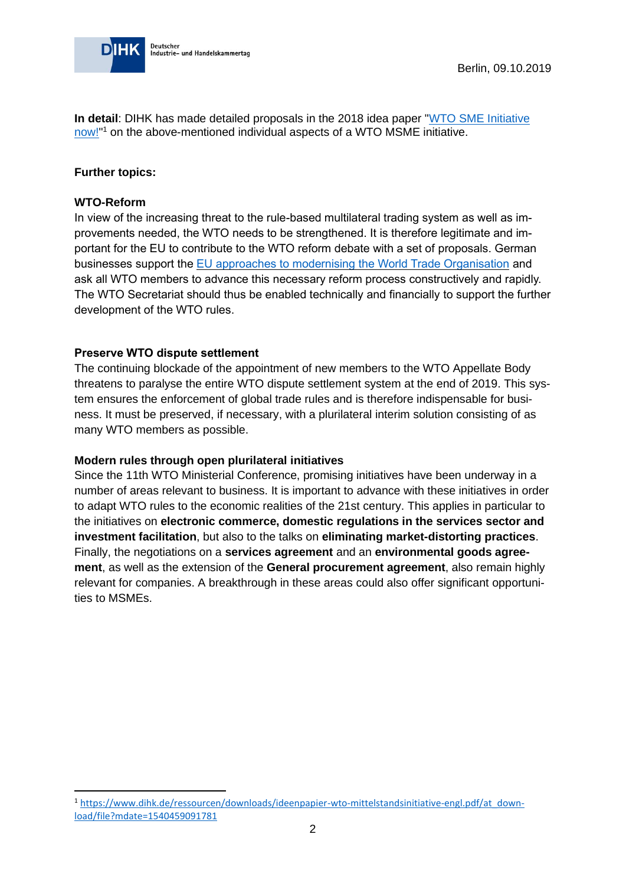**In detail**: DIHK has made detailed proposals in the 2018 idea paper "[WTO SME Initiative now!](https://www.dihk.de/ressourcen/downloads/ideenpapier-wto-mittelstandsinitiative-engl.pdf/at_download/file?mdate=1540459091781)"[1] on the above-mentioned individual aspects of a WTO MSME initiative.

**Further topics:**

**WTO-Reform**

In view of the increasing threat to the rule-based multilateral trading system as well as improvements needed, the WTO needs to be strengthened. It is therefore legitimate and important for the EU to contribute to the WTO reform debate with a set of proposals. German businesses support the EU approaches to modernising the World Trade Organisation and ask all WTO members to advance this necessary reform process constructively and rapidly. The WTO Secretariat should thus be enabled technically and financially to support the further development of the WTO rules.

**Preserve WTO dispute settlement**

The continuing blockade of the appointment of new members to the WTO Appellate Body threatens to paralyse the entire WTO dispute settlement system at the end of 2019. This system ensures the enforcement of global trade rules and is therefore indispensable for business. It must be preserved, if necessary, with a plurilateral interim solution consisting of as many WTO members as possible.

**Modern rules through open plurilateral initiatives**

Since the 11th WTO Ministerial Conference, promising initiatives have been underway in a number of areas relevant to business. It is important to advance with these initiatives in order to adapt WTO rules to the economic realities of the 21st century. This applies in particular to the initiatives on **electronic commerce, domestic regulations in the services sector and investment facilitation**, but also to the talks on **eliminating market-distorting practices**. Finally, the negotiations on a **services agreement** and an **environmental goods agreement**, as well as the extension of the **General procurement agreement**, also remain highly relevant for companies. A breakthrough in these areas could also offer significant opportunities to MSMEs.

---

[1] https://www.dihk.de/ressourcen/downloads/ideenpapier-wto-mittelstandsinitiative-engl.pdf/at_download/file?mdate=1540459091781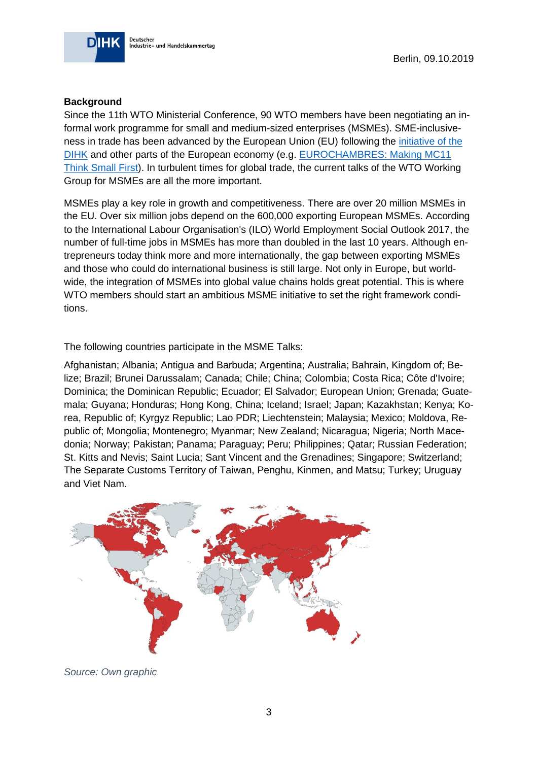Berlin, 09.10.2019

**Background**

Since the 11th WTO Ministerial Conference, 90 WTO members have been negotiating an informal work programme for small and medium-sized enterprises (MSMEs). SME-inclusiveness in trade has been advanced by the European Union (EU) following the initiative of the DIHK and other parts of the European economy (e.g. EUROCHAMBRES: Making MC11 Think Small First). In turbulent times for global trade, the current talks of the WTO Working Group for MSMEs are all the more important.

MSMEs play a key role in growth and competitiveness. There are over 20 million MSMEs in the EU. Over six million jobs depend on the 600,000 exporting European MSMEs. According to the International Labour Organisation's (ILO) World Employment Social Outlook 2017, the number of full-time jobs in MSMEs has more than doubled in the last 10 years. Although entrepreneurs today think more and more internationally, the gap between exporting MSMEs and those who could do international business is still large. Not only in Europe, but worldwide, the integration of MSMEs into global value chains holds great potential. This is where WTO members should start an ambitious MSME initiative to set the right framework conditions.

The following countries participate in the MSME Talks:

Afghanistan; Albania; Antigua and Barbuda; Argentina; Australia; Bahrain, Kingdom of; Belize; Brazil; Brunei Darussalam; Canada; Chile; China; Colombia; Costa Rica; Côte d'Ivoire; Dominica; the Dominican Republic; Ecuador; El Salvador; European Union; Grenada; Guatemala; Guyana; Honduras; Hong Kong, China; Iceland; Israel; Japan; Kazakhstan; Kenya; Korea, Republic of; Kyrgyz Republic; Lao PDR; Liechtenstein; Malaysia; Mexico; Moldova, Republic of; Mongolia; Montenegro; Myanmar; New Zealand; Nicaragua; Nigeria; North Macedonia; Norway; Pakistan; Panama; Paraguay; Peru; Philippines; Qatar; Russian Federation; St. Kitts and Nevis; Saint Lucia; Sant Vincent and the Grenadines; Singapore; Switzerland; The Separate Customs Territory of Taiwan, Penghu, Kinmen, and Matsu; Turkey; Uruguay and Viet Nam.

*Source: Own graphic*